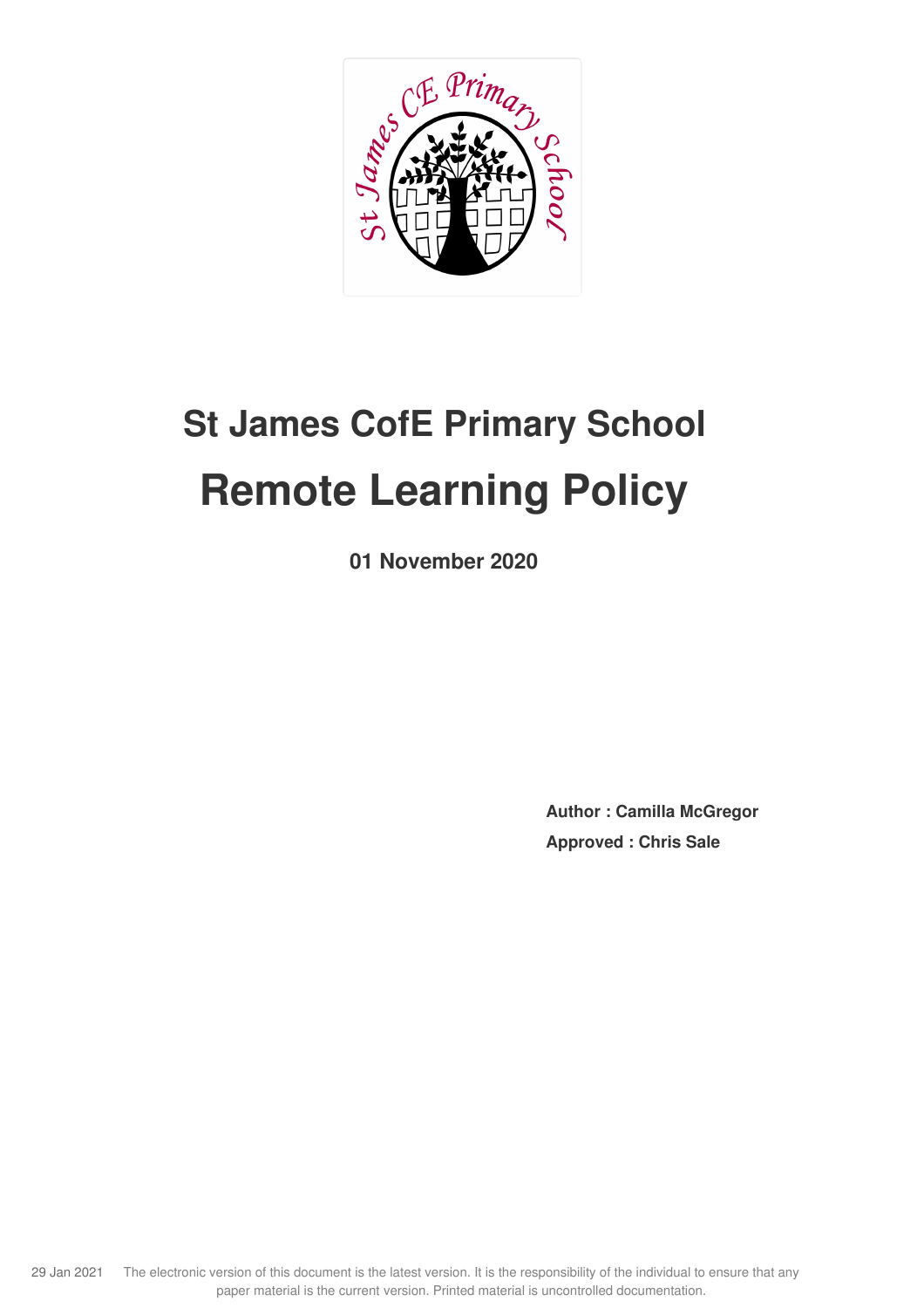# St James CofE Primary School

# Remote Learning Policy

**01 November 2020**

**Author : Camilla McGregor**

**Approved : Chris Sale**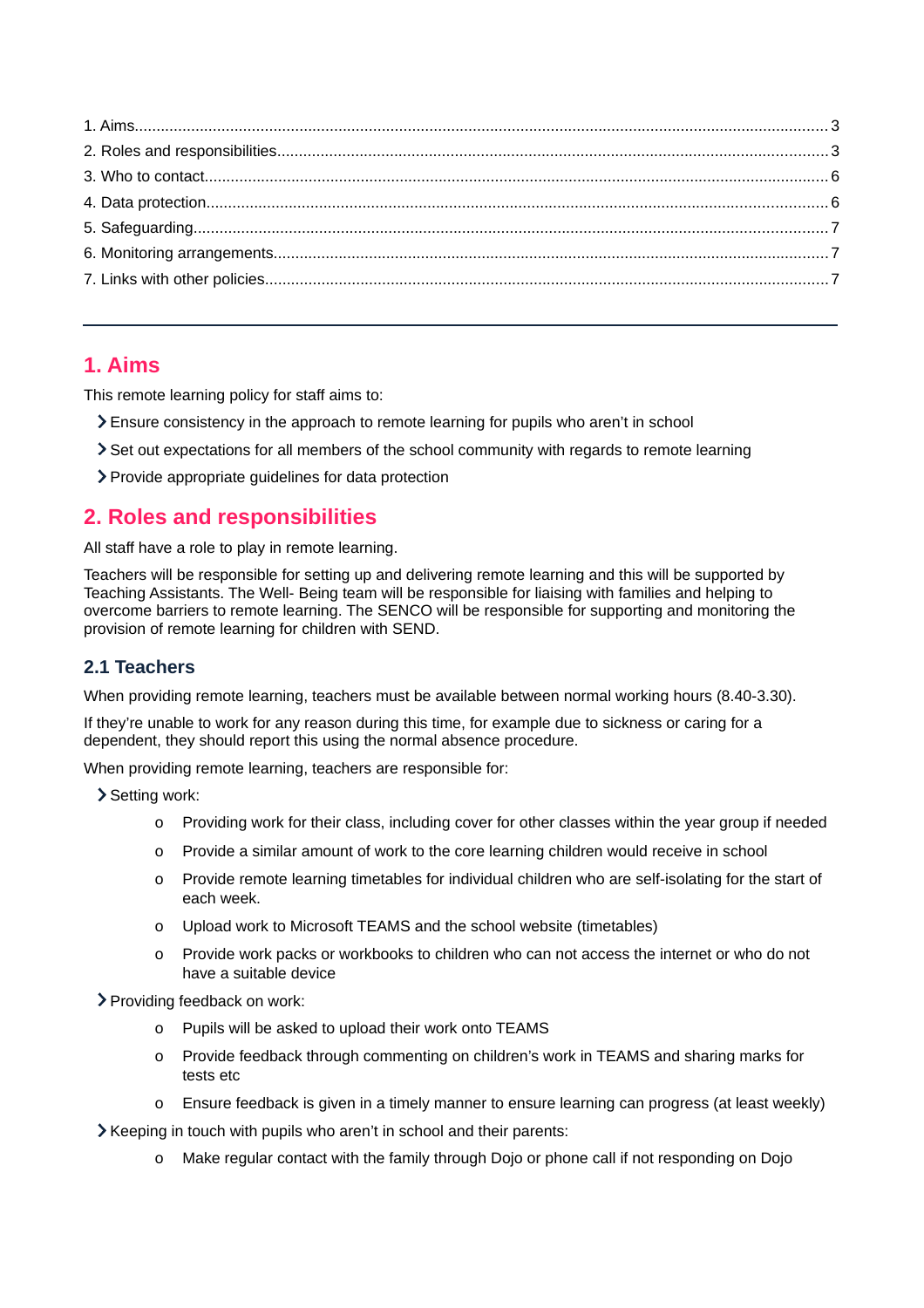1. Aims.......................................................................................................................................3
2. Roles and responsibilities.......................................................................................................3
3. Who to contact.......................................................................................................................6
4. Data protection.......................................................................................................................6
5. Safeguarding..........................................................................................................................7
6. Monitoring arrangements.......................................................................................................7
7. Links with other policies.........................................................................................................7

---

## 1. Aims

This remote learning policy for staff aims to:

- Ensure consistency in the approach to remote learning for pupils who aren't in school
- Set out expectations for all members of the school community with regards to remote learning
- Provide appropriate guidelines for data protection

## 2. Roles and responsibilities

All staff have a role to play in remote learning.

Teachers will be responsible for setting up and delivering remote learning and this will be supported by Teaching Assistants. The Well- Being team will be responsible for liaising with families and helping to overcome barriers to remote learning. The SENCO will be responsible for supporting and monitoring the provision of remote learning for children with SEND.

### 2.1 Teachers

When providing remote learning, teachers must be available between normal working hours (8.40-3.30).

If they're unable to work for any reason during this time, for example due to sickness or caring for a dependent, they should report this using the normal absence procedure.

When providing remote learning, teachers are responsible for:

- Setting work:
  - Providing work for their class, including cover for other classes within the year group if needed
  - Provide a similar amount of work to the core learning children would receive in school
  - Provide remote learning timetables for individual children who are self-isolating for the start of each week.
  - Upload work to Microsoft TEAMS and the school website (timetables)
  - Provide work packs or workbooks to children who can not access the internet or who do not have a suitable device
- Providing feedback on work:
  - Pupils will be asked to upload their work onto TEAMS
  - Provide feedback through commenting on children's work in TEAMS and sharing marks for tests etc
  - Ensure feedback is given in a timely manner to ensure learning can progress (at least weekly)
- Keeping in touch with pupils who aren't in school and their parents:
  - Make regular contact with the family through Dojo or phone call if not responding on Dojo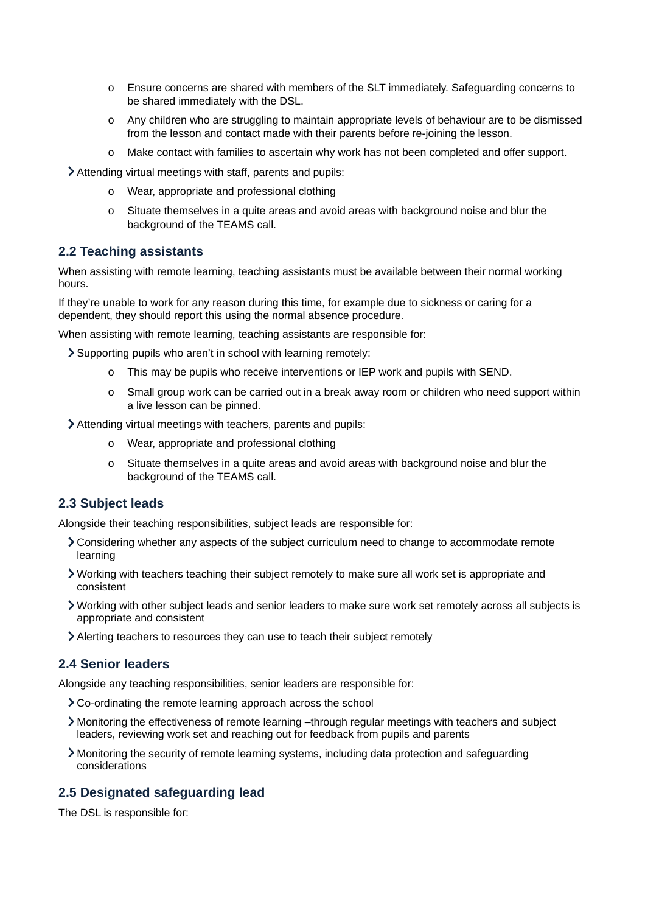- Ensure concerns are shared with members of the SLT immediately. Safeguarding concerns to be shared immediately with the DSL.
  - Any children who are struggling to maintain appropriate levels of behaviour are to be dismissed from the lesson and contact made with their parents before re-joining the lesson.
  - Make contact with families to ascertain why work has not been completed and offer support.

- Attending virtual meetings with staff, parents and pupils:
  - Wear, appropriate and professional clothing
  - Situate themselves in a quite areas and avoid areas with background noise and blur the background of the TEAMS call.

### 2.2 Teaching assistants

When assisting with remote learning, teaching assistants must be available between their normal working hours.

If they're unable to work for any reason during this time, for example due to sickness or caring for a dependent, they should report this using the normal absence procedure.

When assisting with remote learning, teaching assistants are responsible for:

- Supporting pupils who aren't in school with learning remotely:
  - This may be pupils who receive interventions or IEP work and pupils with SEND.
  - Small group work can be carried out in a break away room or children who need support within a live lesson can be pinned.
- Attending virtual meetings with teachers, parents and pupils:
  - Wear, appropriate and professional clothing
  - Situate themselves in a quite areas and avoid areas with background noise and blur the background of the TEAMS call.

### 2.3 Subject leads

Alongside their teaching responsibilities, subject leads are responsible for:

- Considering whether any aspects of the subject curriculum need to change to accommodate remote learning
- Working with teachers teaching their subject remotely to make sure all work set is appropriate and consistent
- Working with other subject leads and senior leaders to make sure work set remotely across all subjects is appropriate and consistent
- Alerting teachers to resources they can use to teach their subject remotely

### 2.4 Senior leaders

Alongside any teaching responsibilities, senior leaders are responsible for:

- Co-ordinating the remote learning approach across the school
- Monitoring the effectiveness of remote learning –through regular meetings with teachers and subject leaders, reviewing work set and reaching out for feedback from pupils and parents
- Monitoring the security of remote learning systems, including data protection and safeguarding considerations

### 2.5 Designated safeguarding lead

The DSL is responsible for: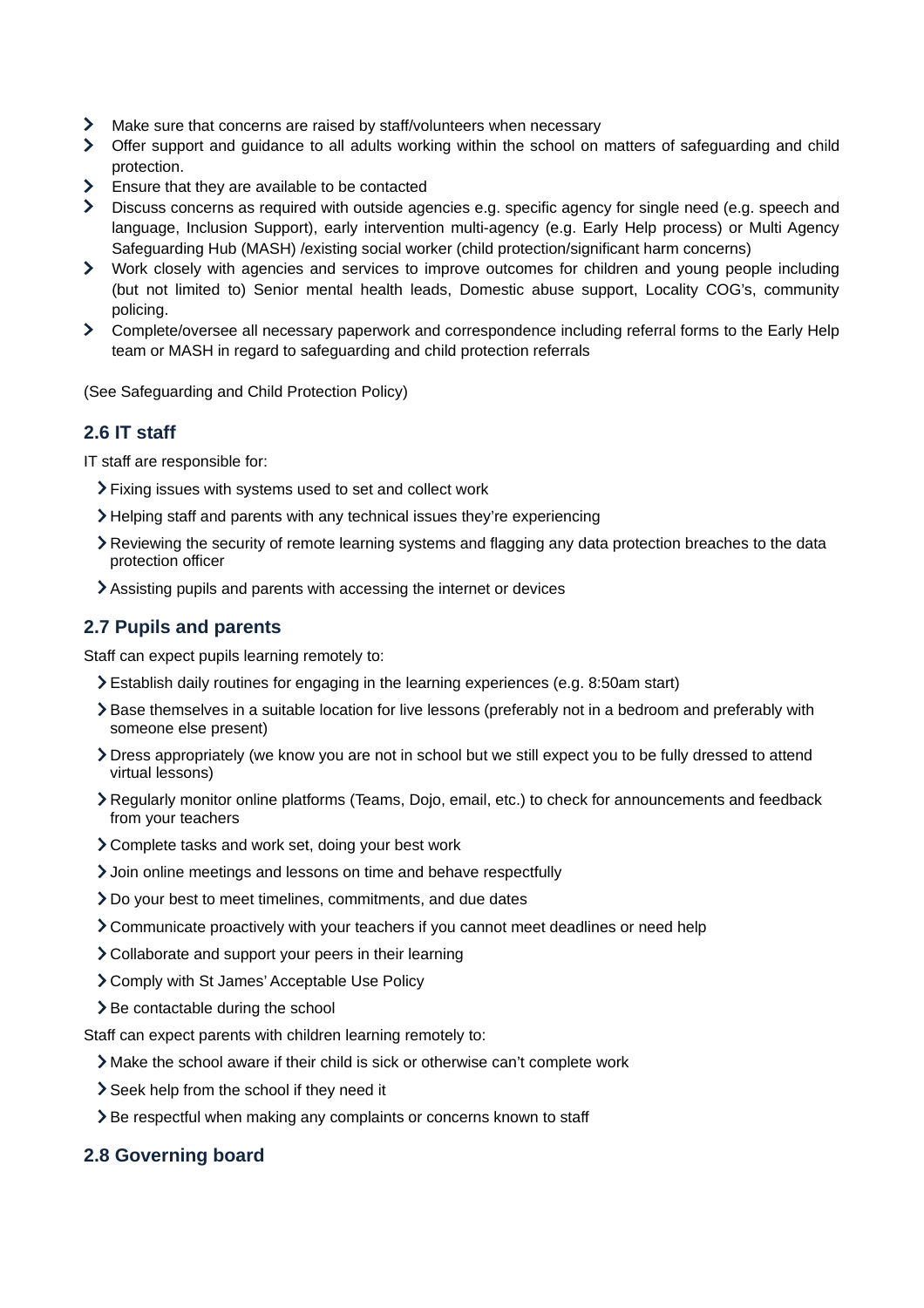- Make sure that concerns are raised by staff/volunteers when necessary
- Offer support and guidance to all adults working within the school on matters of safeguarding and child protection.
- Ensure that they are available to be contacted
- Discuss concerns as required with outside agencies e.g. specific agency for single need (e.g. speech and language, Inclusion Support), early intervention multi-agency (e.g. Early Help process) or Multi Agency Safeguarding Hub (MASH) /existing social worker (child protection/significant harm concerns)
- Work closely with agencies and services to improve outcomes for children and young people including (but not limited to) Senior mental health leads, Domestic abuse support, Locality COG's, community policing.
- Complete/oversee all necessary paperwork and correspondence including referral forms to the Early Help team or MASH in regard to safeguarding and child protection referrals

(See Safeguarding and Child Protection Policy)

### 2.6 IT staff

IT staff are responsible for:

- Fixing issues with systems used to set and collect work
- Helping staff and parents with any technical issues they're experiencing
- Reviewing the security of remote learning systems and flagging any data protection breaches to the data protection officer
- Assisting pupils and parents with accessing the internet or devices

### 2.7 Pupils and parents

Staff can expect pupils learning remotely to:

- Establish daily routines for engaging in the learning experiences (e.g. 8:50am start)
- Base themselves in a suitable location for live lessons (preferably not in a bedroom and preferably with someone else present)
- Dress appropriately (we know you are not in school but we still expect you to be fully dressed to attend virtual lessons)
- Regularly monitor online platforms (Teams, Dojo, email, etc.) to check for announcements and feedback from your teachers
- Complete tasks and work set, doing your best work
- Join online meetings and lessons on time and behave respectfully
- Do your best to meet timelines, commitments, and due dates
- Communicate proactively with your teachers if you cannot meet deadlines or need help
- Collaborate and support your peers in their learning
- Comply with St James' Acceptable Use Policy
- Be contactable during the school

Staff can expect parents with children learning remotely to:

- Make the school aware if their child is sick or otherwise can't complete work
- Seek help from the school if they need it
- Be respectful when making any complaints or concerns known to staff

### 2.8 Governing board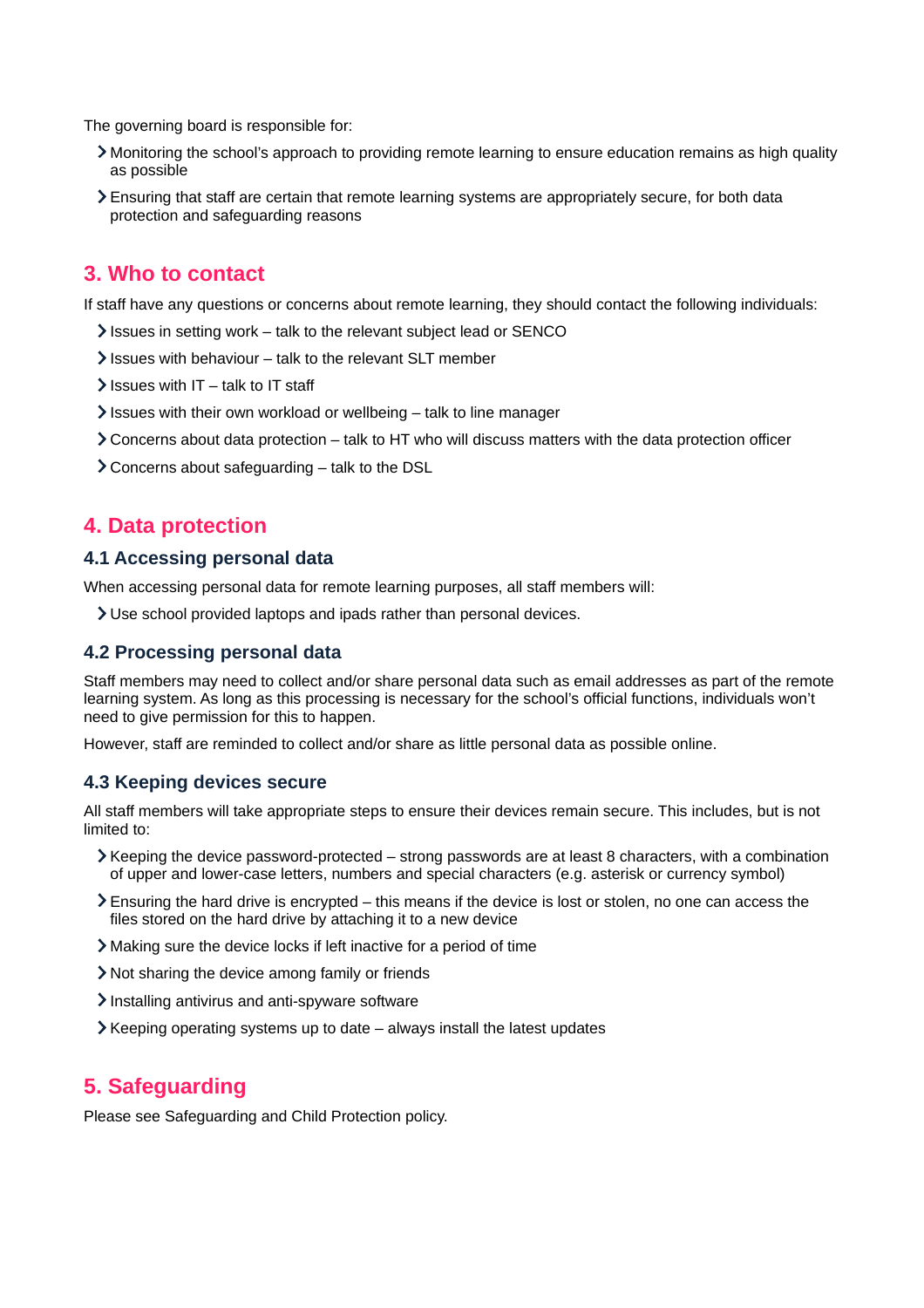The governing board is responsible for:

- Monitoring the school's approach to providing remote learning to ensure education remains as high quality as possible
- Ensuring that staff are certain that remote learning systems are appropriately secure, for both data protection and safeguarding reasons

## 3. Who to contact

If staff have any questions or concerns about remote learning, they should contact the following individuals:

- Issues in setting work – talk to the relevant subject lead or SENCO
- Issues with behaviour – talk to the relevant SLT member
- Issues with IT – talk to IT staff
- Issues with their own workload or wellbeing – talk to line manager
- Concerns about data protection – talk to HT who will discuss matters with the data protection officer
- Concerns about safeguarding – talk to the DSL

## 4. Data protection

### 4.1 Accessing personal data

When accessing personal data for remote learning purposes, all staff members will:

- Use school provided laptops and ipads rather than personal devices.

### 4.2 Processing personal data

Staff members may need to collect and/or share personal data such as email addresses as part of the remote learning system. As long as this processing is necessary for the school's official functions, individuals won't need to give permission for this to happen.

However, staff are reminded to collect and/or share as little personal data as possible online.

### 4.3 Keeping devices secure

All staff members will take appropriate steps to ensure their devices remain secure. This includes, but is not limited to:

- Keeping the device password-protected – strong passwords are at least 8 characters, with a combination of upper and lower-case letters, numbers and special characters (e.g. asterisk or currency symbol)
- Ensuring the hard drive is encrypted – this means if the device is lost or stolen, no one can access the files stored on the hard drive by attaching it to a new device
- Making sure the device locks if left inactive for a period of time
- Not sharing the device among family or friends
- Installing antivirus and anti-spyware software
- Keeping operating systems up to date – always install the latest updates

## 5. Safeguarding

Please see Safeguarding and Child Protection policy.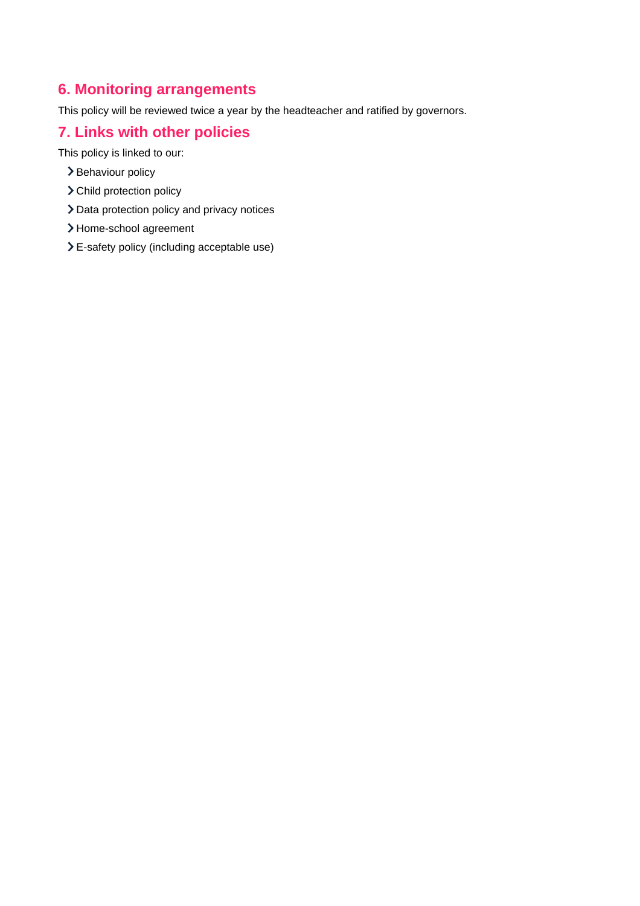## 6. Monitoring arrangements

This policy will be reviewed twice a year by the headteacher and ratified by governors.

## 7. Links with other policies

This policy is linked to our:

- Behaviour policy
- Child protection policy
- Data protection policy and privacy notices
- Home-school agreement
- E-safety policy (including acceptable use)